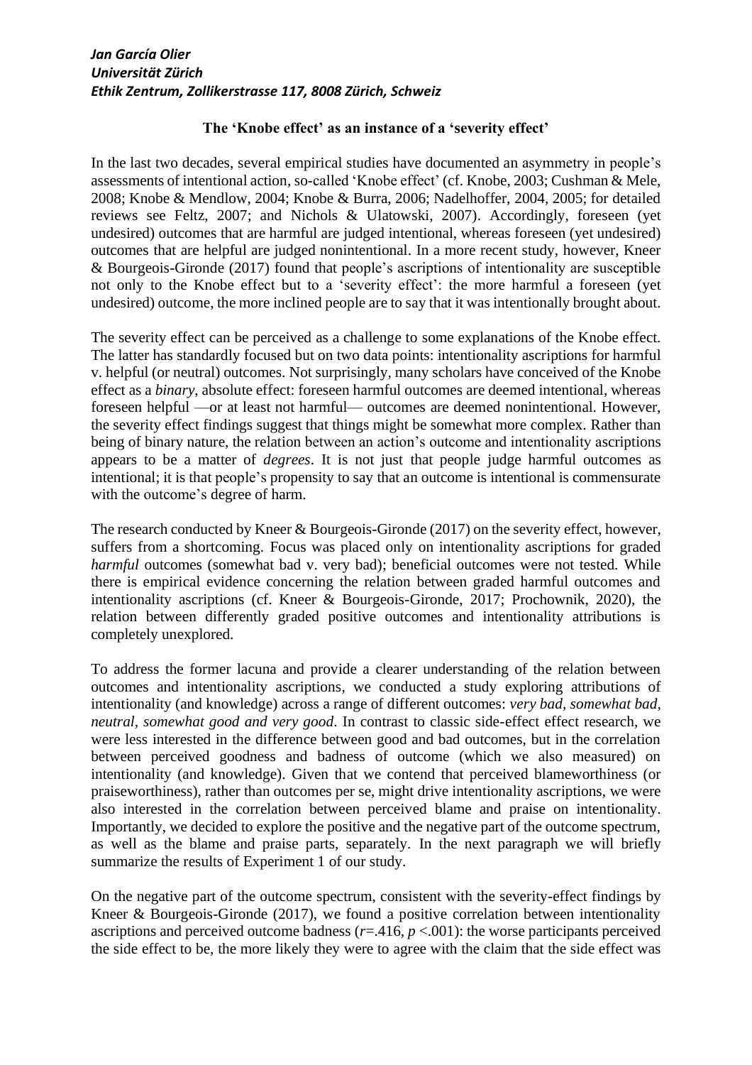***Jan García Olier***
***Universität Zürich***
***Ethik Zentrum, Zollikerstrasse 117, 8008 Zürich, Schweiz***

## The 'Knobe effect' as an instance of a 'severity effect'

In the last two decades, several empirical studies have documented an asymmetry in people's assessments of intentional action, so-called 'Knobe effect' (cf. Knobe, 2003; Cushman & Mele, 2008; Knobe & Mendlow, 2004; Knobe & Burra, 2006; Nadelhoffer, 2004, 2005; for detailed reviews see Feltz, 2007; and Nichols & Ulatowski, 2007). Accordingly, foreseen (yet undesired) outcomes that are harmful are judged intentional, whereas foreseen (yet undesired) outcomes that are helpful are judged nonintentional. In a more recent study, however, Kneer & Bourgeois-Gironde (2017) found that people's ascriptions of intentionality are susceptible not only to the Knobe effect but to a 'severity effect': the more harmful a foreseen (yet undesired) outcome, the more inclined people are to say that it was intentionally brought about.

The severity effect can be perceived as a challenge to some explanations of the Knobe effect. The latter has standardly focused but on two data points: intentionality ascriptions for harmful v. helpful (or neutral) outcomes. Not surprisingly, many scholars have conceived of the Knobe effect as a *binary*, absolute effect: foreseen harmful outcomes are deemed intentional, whereas foreseen helpful —or at least not harmful— outcomes are deemed nonintentional. However, the severity effect findings suggest that things might be somewhat more complex. Rather than being of binary nature, the relation between an action's outcome and intentionality ascriptions appears to be a matter of *degrees*. It is not just that people judge harmful outcomes as intentional; it is that people's propensity to say that an outcome is intentional is commensurate with the outcome's degree of harm.

The research conducted by Kneer & Bourgeois-Gironde (2017) on the severity effect, however, suffers from a shortcoming. Focus was placed only on intentionality ascriptions for graded *harmful* outcomes (somewhat bad v. very bad); beneficial outcomes were not tested. While there is empirical evidence concerning the relation between graded harmful outcomes and intentionality ascriptions (cf. Kneer & Bourgeois-Gironde, 2017; Prochownik, 2020), the relation between differently graded positive outcomes and intentionality attributions is completely unexplored.

To address the former lacuna and provide a clearer understanding of the relation between outcomes and intentionality ascriptions, we conducted a study exploring attributions of intentionality (and knowledge) across a range of different outcomes: *very bad, somewhat bad, neutral, somewhat good and very good*. In contrast to classic side-effect effect research, we were less interested in the difference between good and bad outcomes, but in the correlation between perceived goodness and badness of outcome (which we also measured) on intentionality (and knowledge). Given that we contend that perceived blameworthiness (or praiseworthiness), rather than outcomes per se, might drive intentionality ascriptions, we were also interested in the correlation between perceived blame and praise on intentionality. Importantly, we decided to explore the positive and the negative part of the outcome spectrum, as well as the blame and praise parts, separately. In the next paragraph we will briefly summarize the results of Experiment 1 of our study.

On the negative part of the outcome spectrum, consistent with the severity-effect findings by Kneer & Bourgeois-Gironde (2017), we found a positive correlation between intentionality ascriptions and perceived outcome badness ($r$=.416, $p$ <.001): the worse participants perceived the side effect to be, the more likely they were to agree with the claim that the side effect was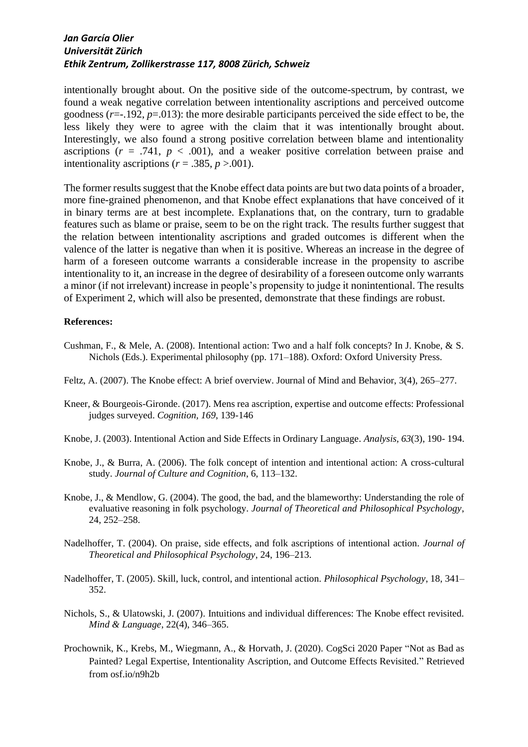intentionally brought about. On the positive side of the outcome-spectrum, by contrast, we found a weak negative correlation between intentionality ascriptions and perceived outcome goodness ($r$=-.192, $p$=.013): the more desirable participants perceived the side effect to be, the less likely they were to agree with the claim that it was intentionally brought about. Interestingly, we also found a strong positive correlation between blame and intentionality ascriptions ($r$ = .741, $p$ < .001), and a weaker positive correlation between praise and intentionality ascriptions ($r$ = .385, $p$ >.001).

The former results suggest that the Knobe effect data points are but two data points of a broader, more fine-grained phenomenon, and that Knobe effect explanations that have conceived of it in binary terms are at best incomplete. Explanations that, on the contrary, turn to gradable features such as blame or praise, seem to be on the right track. The results further suggest that the relation between intentionality ascriptions and graded outcomes is different when the valence of the latter is negative than when it is positive. Whereas an increase in the degree of harm of a foreseen outcome warrants a considerable increase in the propensity to ascribe intentionality to it, an increase in the degree of desirability of a foreseen outcome only warrants a minor (if not irrelevant) increase in people's propensity to judge it nonintentional. The results of Experiment 2, which will also be presented, demonstrate that these findings are robust.

**References:**

Cushman, F., & Mele, A. (2008). Intentional action: Two and a half folk concepts? In J. Knobe, & S. Nichols (Eds.). Experimental philosophy (pp. 171–188). Oxford: Oxford University Press.

Feltz, A. (2007). The Knobe effect: A brief overview. Journal of Mind and Behavior, 3(4), 265–277.

Kneer, & Bourgeois-Gironde. (2017). Mens rea ascription, expertise and outcome effects: Professional judges surveyed. *Cognition*, *169*, 139-146

Knobe, J. (2003). Intentional Action and Side Effects in Ordinary Language. *Analysis, 63*(3), 190- 194.

Knobe, J., & Burra, A. (2006). The folk concept of intention and intentional action: A cross-cultural study. *Journal of Culture and Cognition*, 6, 113–132.

Knobe, J., & Mendlow, G. (2004). The good, the bad, and the blameworthy: Understanding the role of evaluative reasoning in folk psychology. *Journal of Theoretical and Philosophical Psychology*, 24, 252–258.

Nadelhoffer, T. (2004). On praise, side effects, and folk ascriptions of intentional action. *Journal of Theoretical and Philosophical Psychology*, 24, 196–213.

Nadelhoffer, T. (2005). Skill, luck, control, and intentional action. *Philosophical Psychology*, 18, 341–352.

Nichols, S., & Ulatowski, J. (2007). Intuitions and individual differences: The Knobe effect revisited. *Mind & Language*, 22(4), 346–365.

Prochownik, K., Krebs, M., Wiegmann, A., & Horvath, J. (2020). CogSci 2020 Paper "Not as Bad as Painted? Legal Expertise, Intentionality Ascription, and Outcome Effects Revisited." Retrieved from osf.io/n9h2b